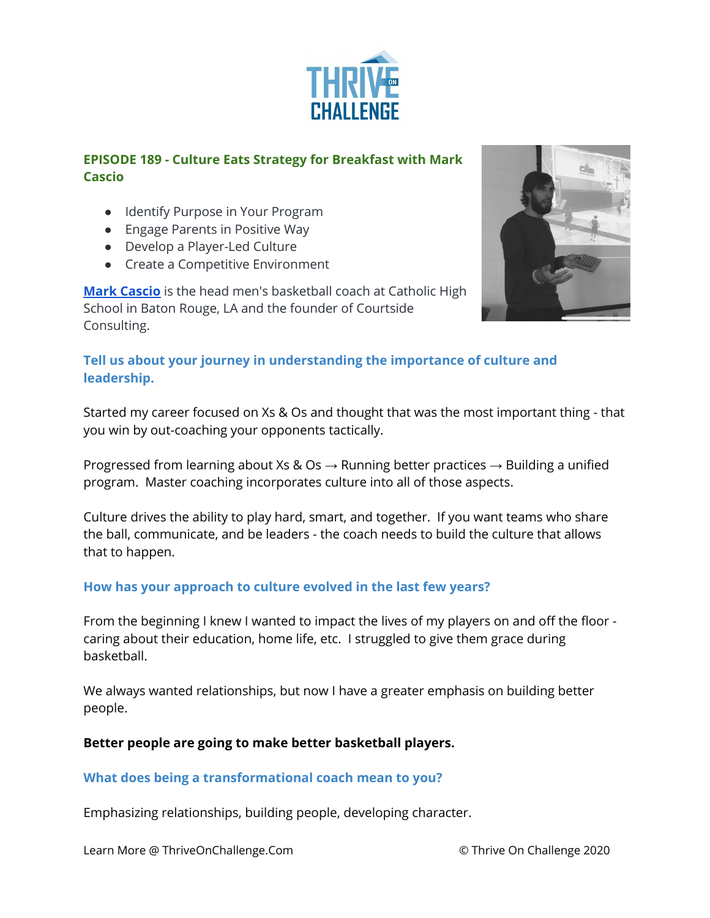## EPISODE 189 - Culture Eats Strategy for Breakfast with Mark Cascio

- Identify Purpose in Your Program
- Engage Parents in Positive Way
- Develop a Player-Led Culture
- Create a Competitive Environment

**Mark Cascio** is the head men's basketball coach at Catholic High School in Baton Rouge, LA and the founder of Courtside Consulting.

### Tell us about your journey in understanding the importance of culture and leadership.

Started my career focused on Xs & Os and thought that was the most important thing - that you win by out-coaching your opponents tactically.

Progressed from learning about Xs & Os → Running better practices → Building a unified program. Master coaching incorporates culture into all of those aspects.

Culture drives the ability to play hard, smart, and together. If you want teams who share the ball, communicate, and be leaders - the coach needs to build the culture that allows that to happen.

### How has your approach to culture evolved in the last few years?

From the beginning I knew I wanted to impact the lives of my players on and off the floor - caring about their education, home life, etc. I struggled to give them grace during basketball.

We always wanted relationships, but now I have a greater emphasis on building better people.

**Better people are going to make better basketball players.**

### What does being a transformational coach mean to you?

Emphasizing relationships, building people, developing character.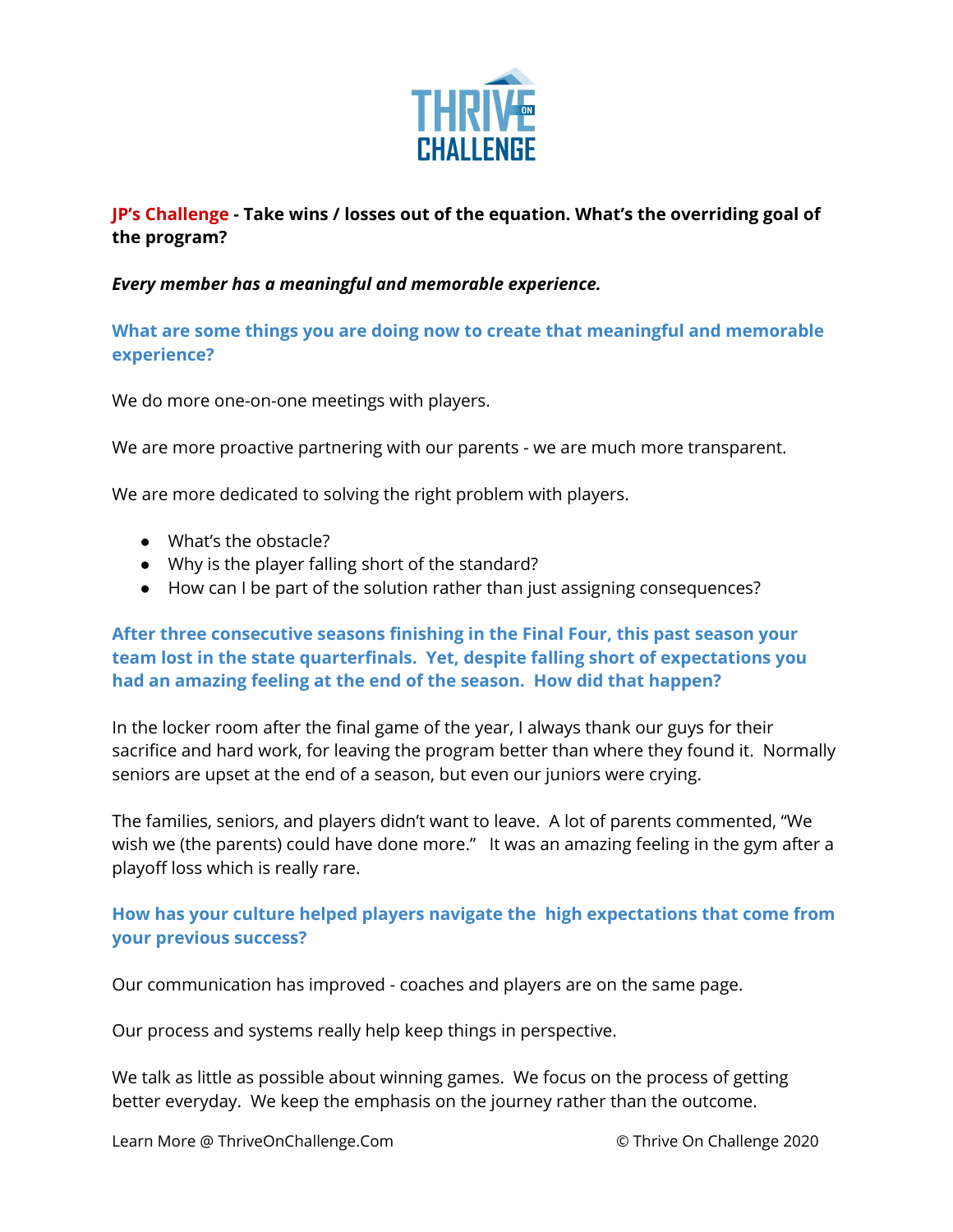**JP's Challenge - Take wins / losses out of the equation. What's the overriding goal of the program?**

***Every member has a meaningful and memorable experience.***

**What are some things you are doing now to create that meaningful and memorable experience?**

We do more one-on-one meetings with players.

We are more proactive partnering with our parents - we are much more transparent.

We are more dedicated to solving the right problem with players.

- What's the obstacle?
- Why is the player falling short of the standard?
- How can I be part of the solution rather than just assigning consequences?

**After three consecutive seasons finishing in the Final Four, this past season your team lost in the state quarterfinals. Yet, despite falling short of expectations you had an amazing feeling at the end of the season. How did that happen?**

In the locker room after the final game of the year, I always thank our guys for their sacrifice and hard work, for leaving the program better than where they found it. Normally seniors are upset at the end of a season, but even our juniors were crying.

The families, seniors, and players didn't want to leave. A lot of parents commented, "We wish we (the parents) could have done more." It was an amazing feeling in the gym after a playoff loss which is really rare.

**How has your culture helped players navigate the high expectations that come from your previous success?**

Our communication has improved - coaches and players are on the same page.

Our process and systems really help keep things in perspective.

We talk as little as possible about winning games. We focus on the process of getting better everyday. We keep the emphasis on the journey rather than the outcome.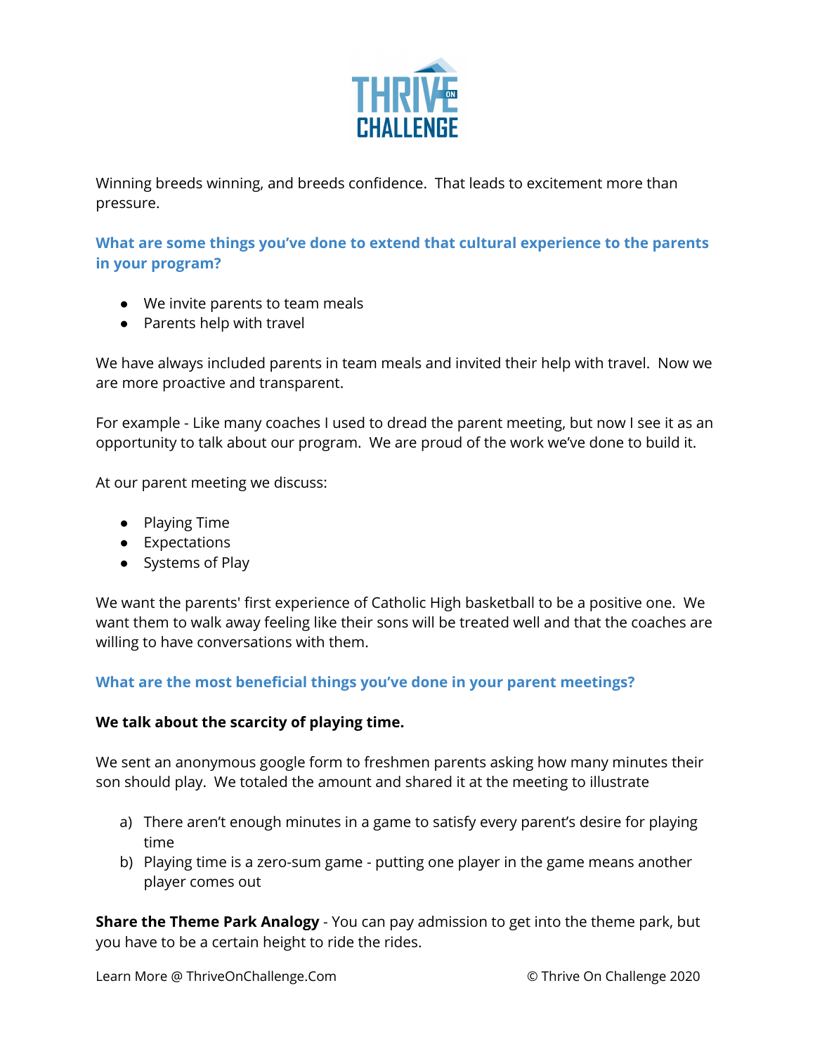Winning breeds winning, and breeds confidence. That leads to excitement more than pressure.

### What are some things you've done to extend that cultural experience to the parents in your program?

- We invite parents to team meals
- Parents help with travel

We have always included parents in team meals and invited their help with travel. Now we are more proactive and transparent.

For example - Like many coaches I used to dread the parent meeting, but now I see it as an opportunity to talk about our program. We are proud of the work we've done to build it.

At our parent meeting we discuss:

- Playing Time
- Expectations
- Systems of Play

We want the parents' first experience of Catholic High basketball to be a positive one. We want them to walk away feeling like their sons will be treated well and that the coaches are willing to have conversations with them.

### What are the most beneficial things you've done in your parent meetings?

**We talk about the scarcity of playing time.**

We sent an anonymous google form to freshmen parents asking how many minutes their son should play. We totaled the amount and shared it at the meeting to illustrate

a) There aren't enough minutes in a game to satisfy every parent's desire for playing time
b) Playing time is a zero-sum game - putting one player in the game means another player comes out

**Share the Theme Park Analogy** - You can pay admission to get into the theme park, but you have to be a certain height to ride the rides.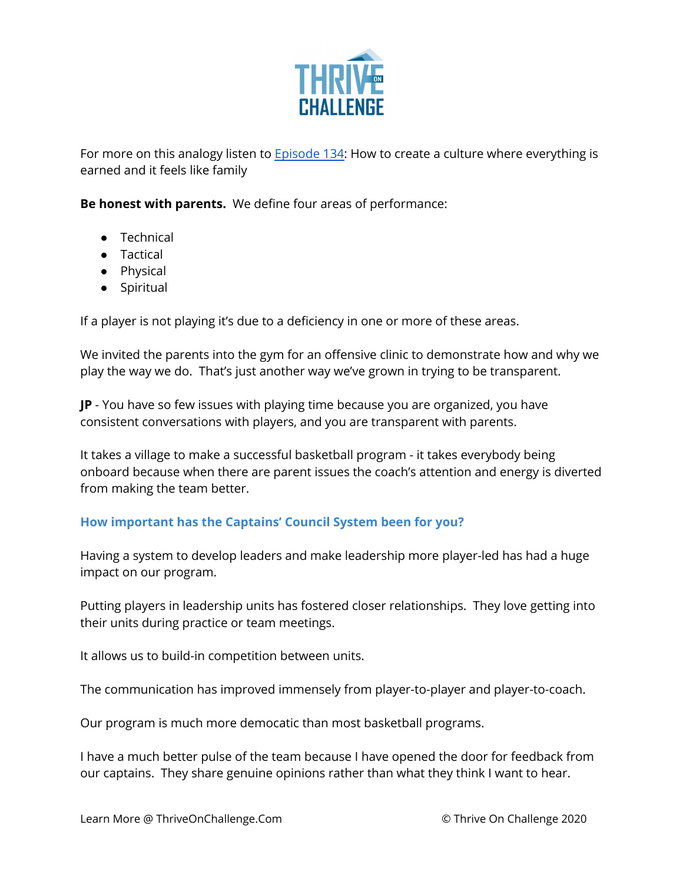For more on this analogy listen to [Episode 134](): How to create a culture where everything is earned and it feels like family

**Be honest with parents.** We define four areas of performance:

- Technical
- Tactical
- Physical
- Spiritual

If a player is not playing it's due to a deficiency in one or more of these areas.

We invited the parents into the gym for an offensive clinic to demonstrate how and why we play the way we do. That's just another way we've grown in trying to be transparent.

**JP** - You have so few issues with playing time because you are organized, you have consistent conversations with players, and you are transparent with parents.

It takes a village to make a successful basketball program - it takes everybody being onboard because when there are parent issues the coach's attention and energy is diverted from making the team better.

### How important has the Captains' Council System been for you?

Having a system to develop leaders and make leadership more player-led has had a huge impact on our program.

Putting players in leadership units has fostered closer relationships. They love getting into their units during practice or team meetings.

It allows us to build-in competition between units.

The communication has improved immensely from player-to-player and player-to-coach.

Our program is much more democatic than most basketball programs.

I have a much better pulse of the team because I have opened the door for feedback from our captains. They share genuine opinions rather than what they think I want to hear.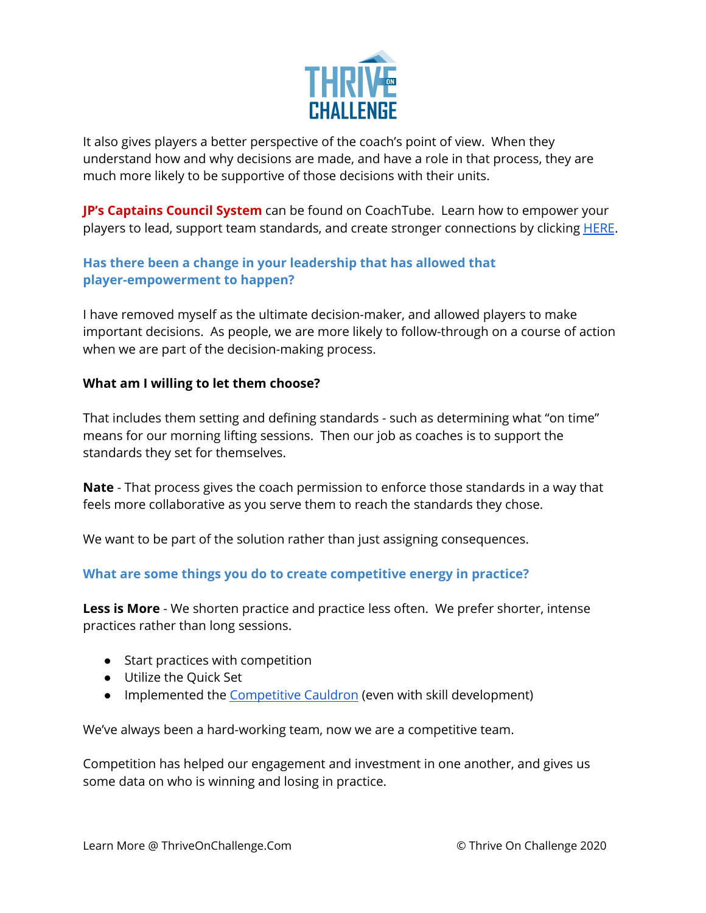It also gives players a better perspective of the coach's point of view. When they understand how and why decisions are made, and have a role in that process, they are much more likely to be supportive of those decisions with their units.

**JP's Captains Council System** can be found on CoachTube. Learn how to empower your players to lead, support team standards, and create stronger connections by clicking [HERE](#).

### Has there been a change in your leadership that has allowed that player-empowerment to happen?

I have removed myself as the ultimate decision-maker, and allowed players to make important decisions. As people, we are more likely to follow-through on a course of action when we are part of the decision-making process.

**What am I willing to let them choose?**

That includes them setting and defining standards - such as determining what "on time" means for our morning lifting sessions. Then our job as coaches is to support the standards they set for themselves.

**Nate** - That process gives the coach permission to enforce those standards in a way that feels more collaborative as you serve them to reach the standards they chose.

We want to be part of the solution rather than just assigning consequences.

### What are some things you do to create competitive energy in practice?

**Less is More** - We shorten practice and practice less often. We prefer shorter, intense practices rather than long sessions.

- Start practices with competition
- Utilize the Quick Set
- Implemented the [Competitive Cauldron](#) (even with skill development)

We've always been a hard-working team, now we are a competitive team.

Competition has helped our engagement and investment in one another, and gives us some data on who is winning and losing in practice.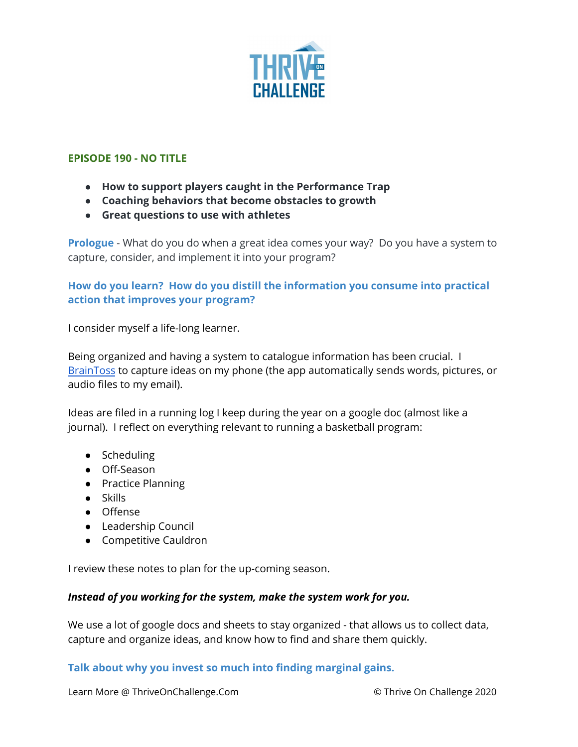**EPISODE 190 - NO TITLE**

- **How to support players caught in the Performance Trap**
- **Coaching behaviors that become obstacles to growth**
- **Great questions to use with athletes**

**Prologue** - What do you do when a great idea comes your way? Do you have a system to capture, consider, and implement it into your program?

### How do you learn? How do you distill the information you consume into practical action that improves your program?

I consider myself a life-long learner.

Being organized and having a system to catalogue information has been crucial. I BrainToss to capture ideas on my phone (the app automatically sends words, pictures, or audio files to my email).

Ideas are filed in a running log I keep during the year on a google doc (almost like a journal). I reflect on everything relevant to running a basketball program:

- Scheduling
- Off-Season
- Practice Planning
- Skills
- Offense
- Leadership Council
- Competitive Cauldron

I review these notes to plan for the up-coming season.

***Instead of you working for the system, make the system work for you.***

We use a lot of google docs and sheets to stay organized - that allows us to collect data, capture and organize ideas, and know how to find and share them quickly.

### Talk about why you invest so much into finding marginal gains.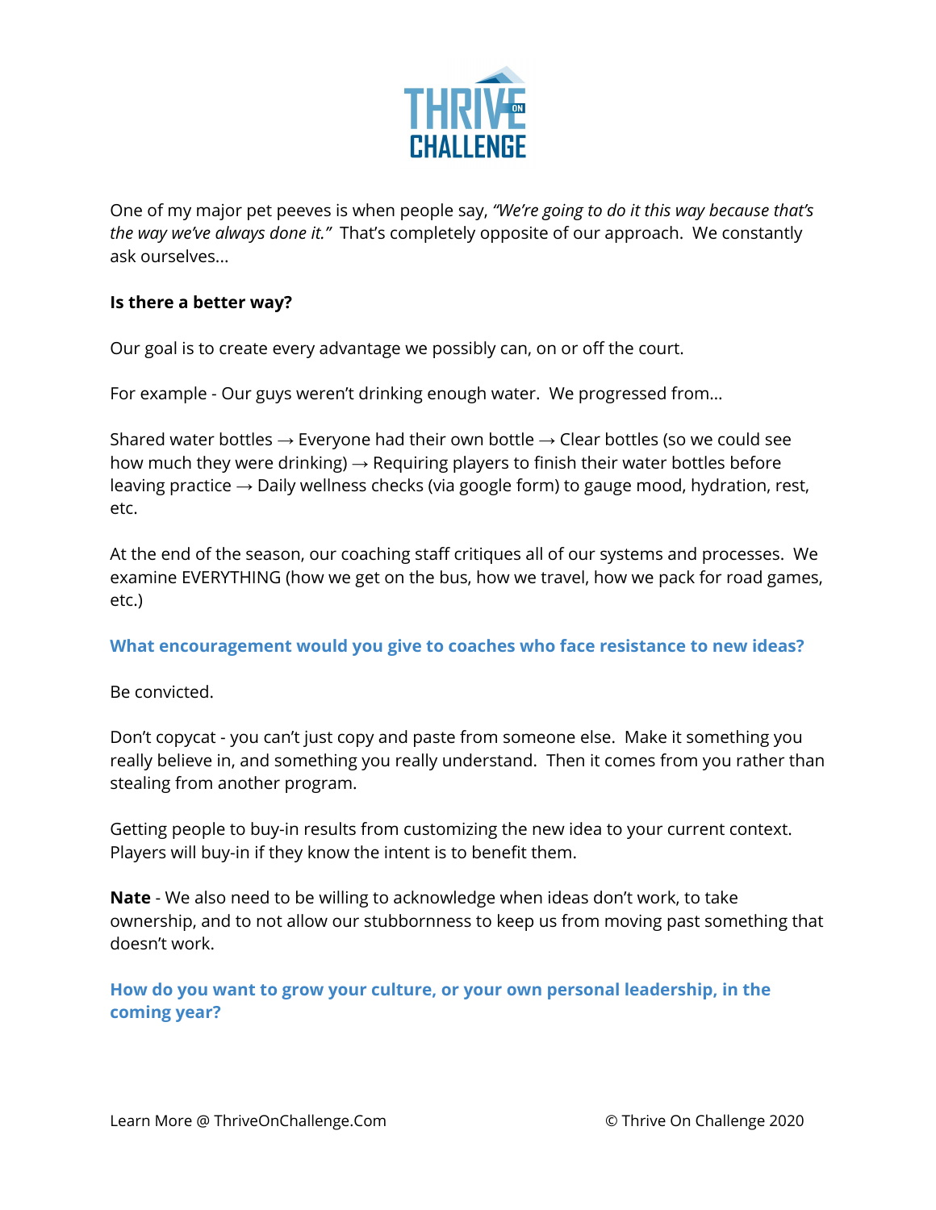One of my major pet peeves is when people say, *"We're going to do it this way because that's the way we've always done it."* That's completely opposite of our approach. We constantly ask ourselves...

**Is there a better way?**

Our goal is to create every advantage we possibly can, on or off the court.

For example - Our guys weren't drinking enough water. We progressed from...

Shared water bottles → Everyone had their own bottle → Clear bottles (so we could see how much they were drinking) → Requiring players to finish their water bottles before leaving practice → Daily wellness checks (via google form) to gauge mood, hydration, rest, etc.

At the end of the season, our coaching staff critiques all of our systems and processes. We examine EVERYTHING (how we get on the bus, how we travel, how we pack for road games, etc.)

### What encouragement would you give to coaches who face resistance to new ideas?

Be convicted.

Don't copycat - you can't just copy and paste from someone else. Make it something you really believe in, and something you really understand. Then it comes from you rather than stealing from another program.

Getting people to buy-in results from customizing the new idea to your current context. Players will buy-in if they know the intent is to benefit them.

**Nate** - We also need to be willing to acknowledge when ideas don't work, to take ownership, and to not allow our stubbornness to keep us from moving past something that doesn't work.

### How do you want to grow your culture, or your own personal leadership, in the coming year?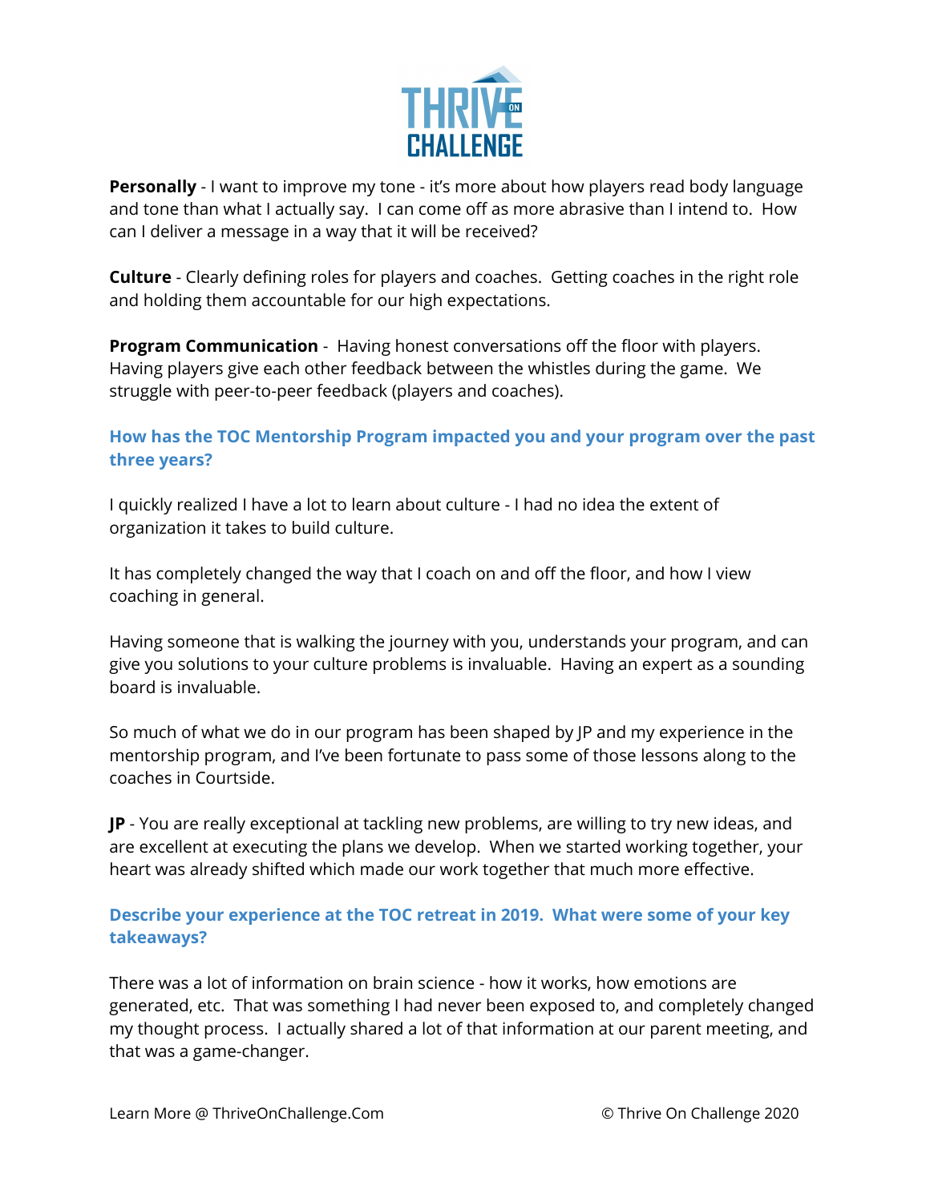**Personally** - I want to improve my tone - it's more about how players read body language and tone than what I actually say. I can come off as more abrasive than I intend to. How can I deliver a message in a way that it will be received?

**Culture** - Clearly defining roles for players and coaches. Getting coaches in the right role and holding them accountable for our high expectations.

**Program Communication** - Having honest conversations off the floor with players. Having players give each other feedback between the whistles during the game. We struggle with peer-to-peer feedback (players and coaches).

### How has the TOC Mentorship Program impacted you and your program over the past three years?

I quickly realized I have a lot to learn about culture - I had no idea the extent of organization it takes to build culture.

It has completely changed the way that I coach on and off the floor, and how I view coaching in general.

Having someone that is walking the journey with you, understands your program, and can give you solutions to your culture problems is invaluable. Having an expert as a sounding board is invaluable.

So much of what we do in our program has been shaped by JP and my experience in the mentorship program, and I've been fortunate to pass some of those lessons along to the coaches in Courtside.

**JP** - You are really exceptional at tackling new problems, are willing to try new ideas, and are excellent at executing the plans we develop. When we started working together, your heart was already shifted which made our work together that much more effective.

### Describe your experience at the TOC retreat in 2019. What were some of your key takeaways?

There was a lot of information on brain science - how it works, how emotions are generated, etc. That was something I had never been exposed to, and completely changed my thought process. I actually shared a lot of that information at our parent meeting, and that was a game-changer.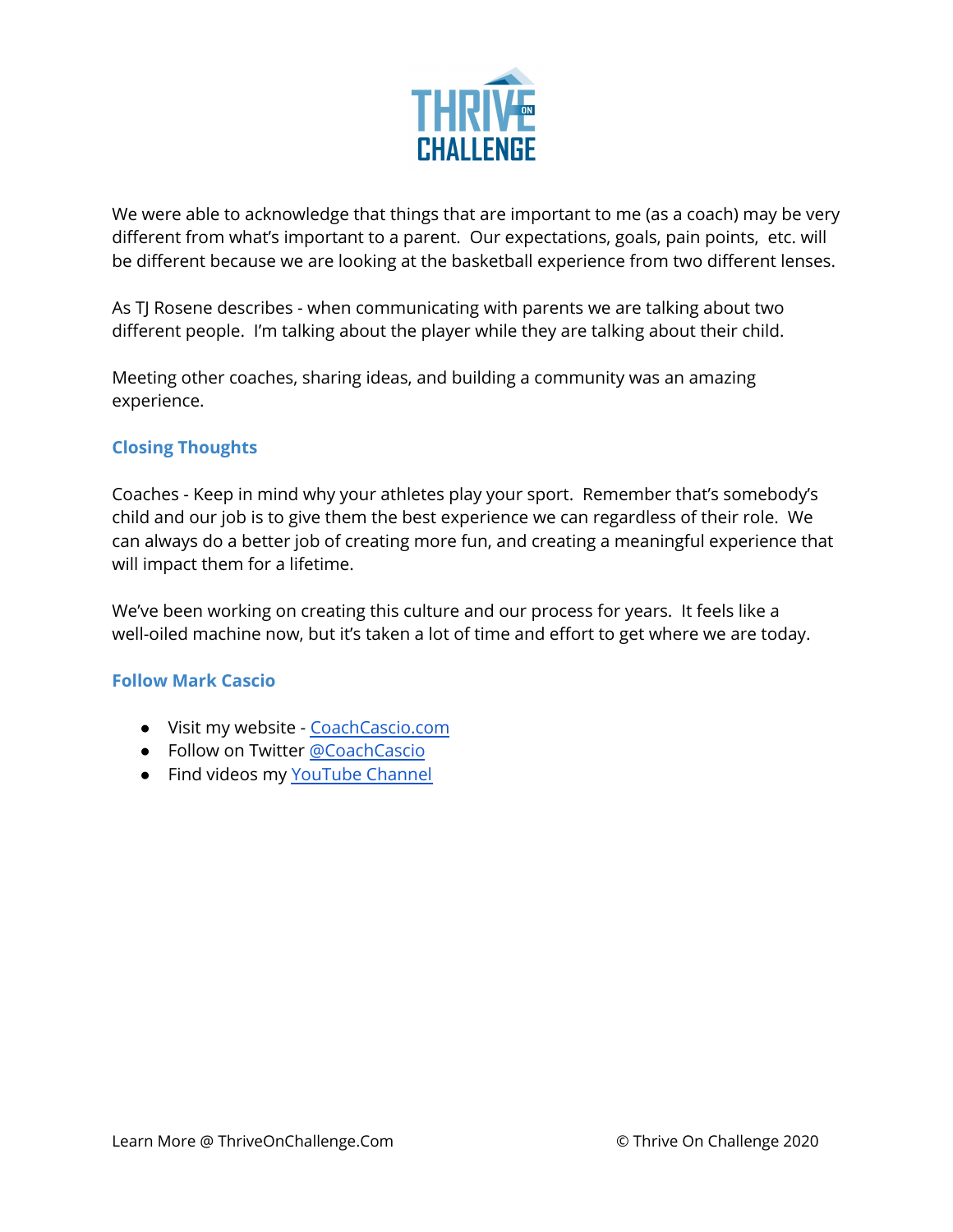We were able to acknowledge that things that are important to me (as a coach) may be very different from what's important to a parent. Our expectations, goals, pain points, etc. will be different because we are looking at the basketball experience from two different lenses.

As TJ Rosene describes - when communicating with parents we are talking about two different people. I'm talking about the player while they are talking about their child.

Meeting other coaches, sharing ideas, and building a community was an amazing experience.

## Closing Thoughts

Coaches - Keep in mind why your athletes play your sport. Remember that's somebody's child and our job is to give them the best experience we can regardless of their role. We can always do a better job of creating more fun, and creating a meaningful experience that will impact them for a lifetime.

We've been working on creating this culture and our process for years. It feels like a well-oiled machine now, but it's taken a lot of time and effort to get where we are today.

## Follow Mark Cascio

- Visit my website - CoachCascio.com
- Follow on Twitter @CoachCascio
- Find videos my YouTube Channel